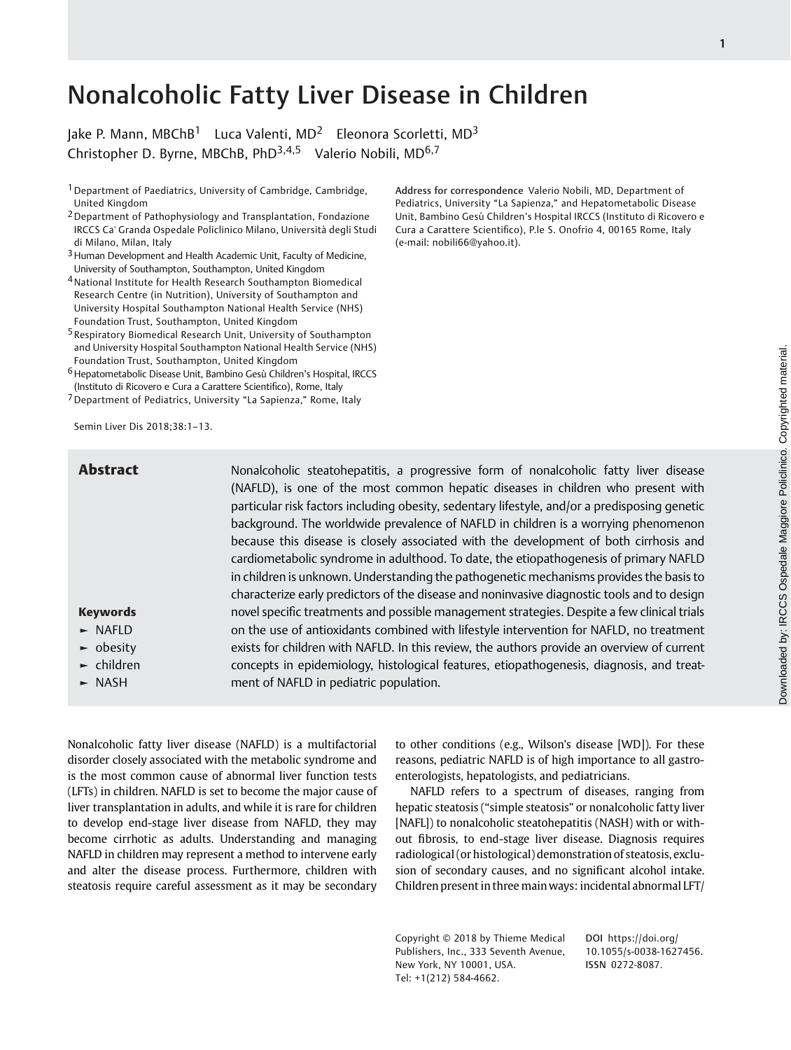// Nonalcoholic Fatty Liver Disease in Children

Jake P. Mann, MBChB[1] Luca Valenti, MD[2] Eleonora Scorletti, MD[3] Christopher D. Byrne, MBChB, PhD[3,4,5] Valerio Nobili, MD[6,7]

[1] Department of Paediatrics, University of Cambridge, Cambridge, United Kingdom
[2] Department of Pathophysiology and Transplantation, Fondazione IRCCS Ca' Granda Ospedale Policlinico Milano, Università degli Studi di Milano, Milan, Italy
[3] Human Development and Health Academic Unit, Faculty of Medicine, University of Southampton, Southampton, United Kingdom
[4] National Institute for Health Research Southampton Biomedical Research Centre (in Nutrition), University of Southampton and University Hospital Southampton National Health Service (NHS) Foundation Trust, Southampton, United Kingdom
[5] Respiratory Biomedical Research Unit, University of Southampton and University Hospital Southampton National Health Service (NHS) Foundation Trust, Southampton, United Kingdom
[6] Hepatometabolic Disease Unit, Bambino Gesù Children's Hospital, IRCCS (Instituto di Ricovero e Cura a Carattere Scientifico), Rome, Italy
[7] Department of Pediatrics, University "La Sapienza," Rome, Italy

**Address for correspondence** Valerio Nobili, MD, Department of Pediatrics, University "La Sapienza," and Hepatometabolic Disease Unit, Bambino Gesù Children's Hospital IRCCS (Instituto di Ricovero e Cura a Carattere Scientifico), P.le S. Onofrio 4, 00165 Rome, Italy (e-mail: nobili66@yahoo.it).

Semin Liver Dis 2018;38:1–13.

## Abstract

Nonalcoholic steatohepatitis, a progressive form of nonalcoholic fatty liver disease (NAFLD), is one of the most common hepatic diseases in children who present with particular risk factors including obesity, sedentary lifestyle, and/or a predisposing genetic background. The worldwide prevalence of NAFLD in children is a worrying phenomenon because this disease is closely associated with the development of both cirrhosis and cardiometabolic syndrome in adulthood. To date, the etiopathogenesis of primary NAFLD in children is unknown. Understanding the pathogenetic mechanisms provides the basis to characterize early predictors of the disease and noninvasive diagnostic tools and to design novel specific treatments and possible management strategies. Despite a few clinical trials on the use of antioxidants combined with lifestyle intervention for NAFLD, no treatment exists for children with NAFLD. In this review, the authors provide an overview of current concepts in epidemiology, histological features, etiopathogenesis, diagnosis, and treatment of NAFLD in pediatric population.

**Keywords**
- NAFLD
- obesity
- children
- NASH

Nonalcoholic fatty liver disease (NAFLD) is a multifactorial disorder closely associated with the metabolic syndrome and is the most common cause of abnormal liver function tests (LFTs) in children. NAFLD is set to become the major cause of liver transplantation in adults, and while it is rare for children to develop end-stage liver disease from NAFLD, they may become cirrhotic as adults. Understanding and managing NAFLD in children may represent a method to intervene early and alter the disease process. Furthermore, children with steatosis require careful assessment as it may be secondary to other conditions (e.g., Wilson's disease [WD]). For these reasons, pediatric NAFLD is of high importance to all gastroenterologists, hepatologists, and pediatricians.

NAFLD refers to a spectrum of diseases, ranging from hepatic steatosis ("simple steatosis" or nonalcoholic fatty liver [NAFL]) to nonalcoholic steatohepatitis (NASH) with or without fibrosis, to end-stage liver disease. Diagnosis requires radiological (or histological) demonstration of steatosis, exclusion of secondary causes, and no significant alcohol intake. Children present in three main ways: incidental abnormal LFT/

Copyright © 2018 by Thieme Medical Publishers, Inc., 333 Seventh Avenue, New York, NY 10001, USA. Tel: +1(212) 584-4662.

DOI https://doi.org/10.1055/s-0038-1627456.
ISSN 0272-8087.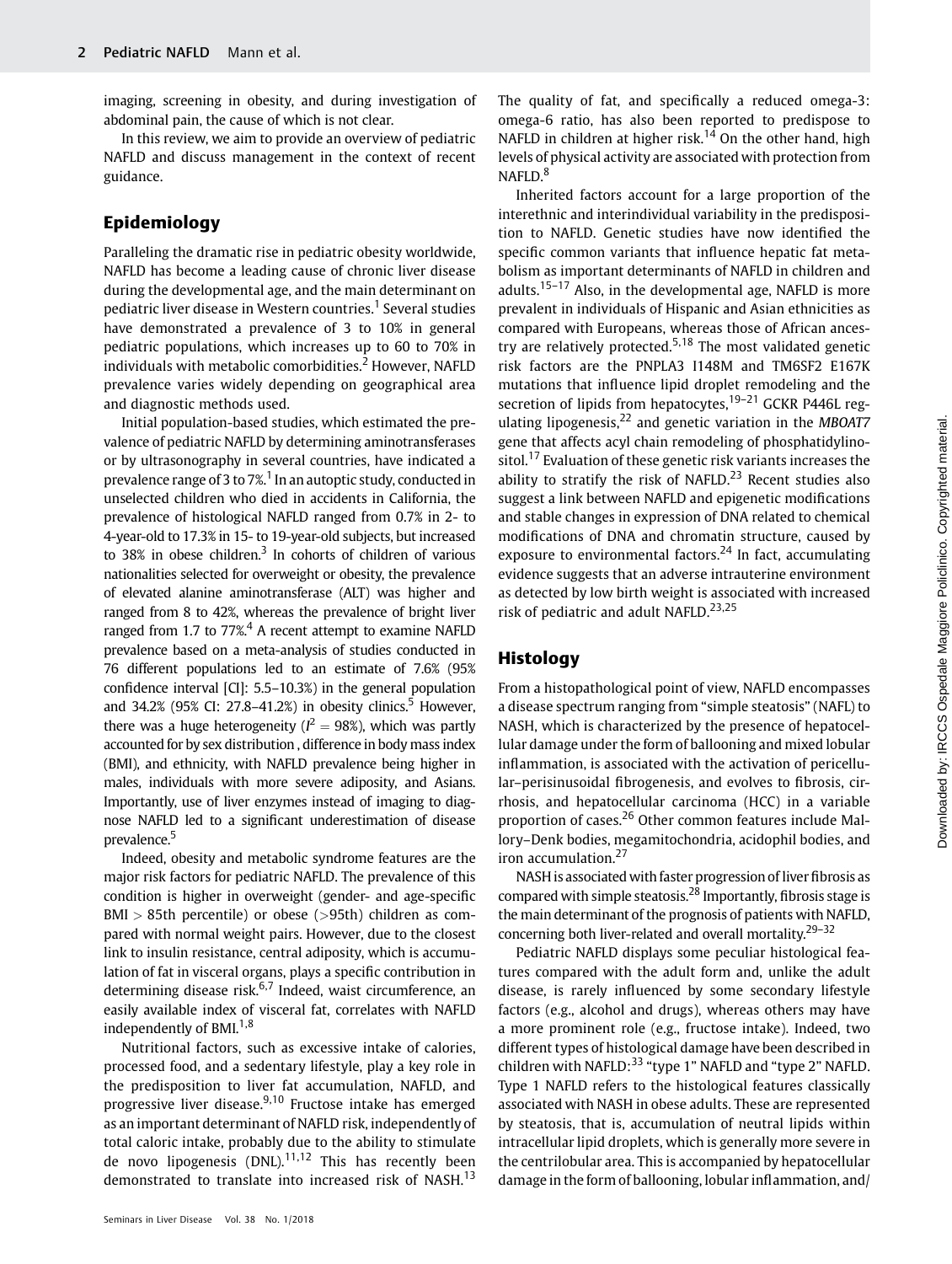imaging, screening in obesity, and during investigation of abdominal pain, the cause of which is not clear.

In this review, we aim to provide an overview of pediatric NAFLD and discuss management in the context of recent guidance.

## Epidemiology

Paralleling the dramatic rise in pediatric obesity worldwide, NAFLD has become a leading cause of chronic liver disease during the developmental age, and the main determinant on pediatric liver disease in Western countries.[1] Several studies have demonstrated a prevalence of 3 to 10% in general pediatric populations, which increases up to 60 to 70% in individuals with metabolic comorbidities.[2] However, NAFLD prevalence varies widely depending on geographical area and diagnostic methods used.

Initial population-based studies, which estimated the prevalence of pediatric NAFLD by determining aminotransferases or by ultrasonography in several countries, have indicated a prevalence range of 3 to 7%.[1] In an autoptic study, conducted in unselected children who died in accidents in California, the prevalence of histological NAFLD ranged from 0.7% in 2- to 4-year-old to 17.3% in 15- to 19-year-old subjects, but increased to 38% in obese children.[3] In cohorts of children of various nationalities selected for overweight or obesity, the prevalence of elevated alanine aminotransferase (ALT) was higher and ranged from 8 to 42%, whereas the prevalence of bright liver ranged from 1.7 to 77%.[4] A recent attempt to examine NAFLD prevalence based on a meta-analysis of studies conducted in 76 different populations led to an estimate of 7.6% (95% confidence interval [CI]: 5.5–10.3%) in the general population and 34.2% (95% CI: 27.8–41.2%) in obesity clinics.[5] However, there was a huge heterogeneity ($I^2 = 98\%$), which was partly accounted for by sex distribution , difference in body mass index (BMI), and ethnicity, with NAFLD prevalence being higher in males, individuals with more severe adiposity, and Asians. Importantly, use of liver enzymes instead of imaging to diagnose NAFLD led to a significant underestimation of disease prevalence.[5]

Indeed, obesity and metabolic syndrome features are the major risk factors for pediatric NAFLD. The prevalence of this condition is higher in overweight (gender- and age-specific BMI > 85th percentile) or obese (>95th) children as compared with normal weight pairs. However, due to the closest link to insulin resistance, central adiposity, which is accumulation of fat in visceral organs, plays a specific contribution in determining disease risk.[6,7] Indeed, waist circumference, an easily available index of visceral fat, correlates with NAFLD independently of BMI.[1,8]

Nutritional factors, such as excessive intake of calories, processed food, and a sedentary lifestyle, play a key role in the predisposition to liver fat accumulation, NAFLD, and progressive liver disease.[9,10] Fructose intake has emerged as an important determinant of NAFLD risk, independently of total caloric intake, probably due to the ability to stimulate de novo lipogenesis (DNL).[11,12] This has recently been demonstrated to translate into increased risk of NASH.[13] The quality of fat, and specifically a reduced omega-3: omega-6 ratio, has also been reported to predispose to NAFLD in children at higher risk.[14] On the other hand, high levels of physical activity are associated with protection from NAFLD.[8]

Inherited factors account for a large proportion of the interethnic and interindividual variability in the predisposition to NAFLD. Genetic studies have now identified the specific common variants that influence hepatic fat metabolism as important determinants of NAFLD in children and adults.[15–17] Also, in the developmental age, NAFLD is more prevalent in individuals of Hispanic and Asian ethnicities as compared with Europeans, whereas those of African ancestry are relatively protected.[5,18] The most validated genetic risk factors are the PNPLA3 I148M and TM6SF2 E167K mutations that influence lipid droplet remodeling and the secretion of lipids from hepatocytes,[19–21] GCKR P446L regulating lipogenesis,[22] and genetic variation in the *MBOAT7* gene that affects acyl chain remodeling of phosphatidylinositol.[17] Evaluation of these genetic risk variants increases the ability to stratify the risk of NAFLD.[23] Recent studies also suggest a link between NAFLD and epigenetic modifications and stable changes in expression of DNA related to chemical modifications of DNA and chromatin structure, caused by exposure to environmental factors.[24] In fact, accumulating evidence suggests that an adverse intrauterine environment as detected by low birth weight is associated with increased risk of pediatric and adult NAFLD.[23,25]

## Histology

From a histopathological point of view, NAFLD encompasses a disease spectrum ranging from "simple steatosis" (NAFL) to NASH, which is characterized by the presence of hepatocellular damage under the form of ballooning and mixed lobular inflammation, is associated with the activation of pericellular–perisinusoidal fibrogenesis, and evolves to fibrosis, cirrhosis, and hepatocellular carcinoma (HCC) in a variable proportion of cases.[26] Other common features include Mallory–Denk bodies, megamitochondria, acidophil bodies, and iron accumulation.[27]

NASH is associated with faster progression of liver fibrosis as compared with simple steatosis.[28] Importantly, fibrosis stage is the main determinant of the prognosis of patients with NAFLD, concerning both liver-related and overall mortality.[29–32]

Pediatric NAFLD displays some peculiar histological features compared with the adult form and, unlike the adult disease, is rarely influenced by some secondary lifestyle factors (e.g., alcohol and drugs), whereas others may have a more prominent role (e.g., fructose intake). Indeed, two different types of histological damage have been described in children with NAFLD:[33] "type 1" NAFLD and "type 2" NAFLD. Type 1 NAFLD refers to the histological features classically associated with NASH in obese adults. These are represented by steatosis, that is, accumulation of neutral lipids within intracellular lipid droplets, which is generally more severe in the centrilobular area. This is accompanied by hepatocellular damage in the form of ballooning, lobular inflammation, and/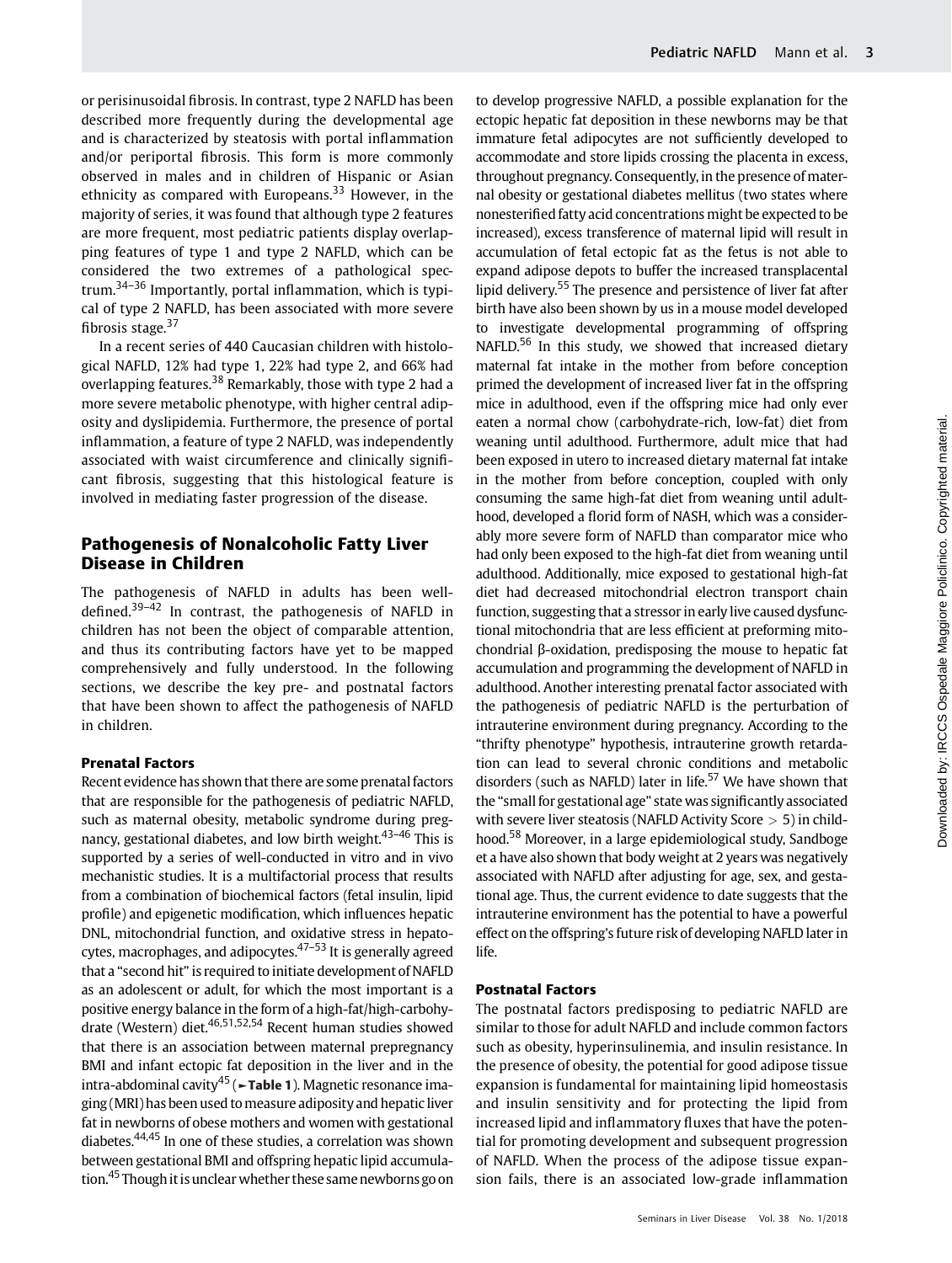or perisinusoidal fibrosis. In contrast, type 2 NAFLD has been described more frequently during the developmental age and is characterized by steatosis with portal inflammation and/or periportal fibrosis. This form is more commonly observed in males and in children of Hispanic or Asian ethnicity as compared with Europeans.[33] However, in the majority of series, it was found that although type 2 features are more frequent, most pediatric patients display overlapping features of type 1 and type 2 NAFLD, which can be considered the two extremes of a pathological spectrum.[34–36] Importantly, portal inflammation, which is typical of type 2 NAFLD, has been associated with more severe fibrosis stage.[37]

In a recent series of 440 Caucasian children with histological NAFLD, 12% had type 1, 22% had type 2, and 66% had overlapping features.[38] Remarkably, those with type 2 had a more severe metabolic phenotype, with higher central adiposity and dyslipidemia. Furthermore, the presence of portal inflammation, a feature of type 2 NAFLD, was independently associated with waist circumference and clinically significant fibrosis, suggesting that this histological feature is involved in mediating faster progression of the disease.

## Pathogenesis of Nonalcoholic Fatty Liver Disease in Children

The pathogenesis of NAFLD in adults has been well-defined.[39–42] In contrast, the pathogenesis of NAFLD in children has not been the object of comparable attention, and thus its contributing factors have yet to be mapped comprehensively and fully understood. In the following sections, we describe the key pre- and postnatal factors that have been shown to affect the pathogenesis of NAFLD in children.

### Prenatal Factors

Recent evidence has shown that there are some prenatal factors that are responsible for the pathogenesis of pediatric NAFLD, such as maternal obesity, metabolic syndrome during pregnancy, gestational diabetes, and low birth weight.[43–46] This is supported by a series of well-conducted in vitro and in vivo mechanistic studies. It is a multifactorial process that results from a combination of biochemical factors (fetal insulin, lipid profile) and epigenetic modification, which influences hepatic DNL, mitochondrial function, and oxidative stress in hepatocytes, macrophages, and adipocytes.[47–53] It is generally agreed that a "second hit" is required to initiate development of NAFLD as an adolescent or adult, for which the most important is a positive energy balance in the form of a high-fat/high-carbohydrate (Western) diet.[46,51,52,54] Recent human studies showed that there is an association between maternal prepregnancy BMI and infant ectopic fat deposition in the liver and in the intra-abdominal cavity[45] (►Table 1). Magnetic resonance imaging (MRI) has been used to measure adiposity and hepatic liver fat in newborns of obese mothers and women with gestational diabetes.[44,45] In one of these studies, a correlation was shown between gestational BMI and offspring hepatic lipid accumulation.[45] Though it is unclear whether these same newborns go on to develop progressive NAFLD, a possible explanation for the ectopic hepatic fat deposition in these newborns may be that immature fetal adipocytes are not sufficiently developed to accommodate and store lipids crossing the placenta in excess, throughout pregnancy. Consequently, in the presence of maternal obesity or gestational diabetes mellitus (two states where nonesterified fatty acid concentrations might be expected to be increased), excess transference of maternal lipid will result in accumulation of fetal ectopic fat as the fetus is not able to expand adipose depots to buffer the increased transplacental lipid delivery.[55] The presence and persistence of liver fat after birth have also been shown by us in a mouse model developed to investigate developmental programming of offspring NAFLD.[56] In this study, we showed that increased dietary maternal fat intake in the mother from before conception primed the development of increased liver fat in the offspring mice in adulthood, even if the offspring mice had only ever eaten a normal chow (carbohydrate-rich, low-fat) diet from weaning until adulthood. Furthermore, adult mice that had been exposed in utero to increased dietary maternal fat intake in the mother from before conception, coupled with only consuming the same high-fat diet from weaning until adulthood, developed a florid form of NASH, which was a considerably more severe form of NAFLD than comparator mice who had only been exposed to the high-fat diet from weaning until adulthood. Additionally, mice exposed to gestational high-fat diet had decreased mitochondrial electron transport chain function, suggesting that a stressor in early live caused dysfunctional mitochondria that are less efficient at preforming mitochondrial β-oxidation, predisposing the mouse to hepatic fat accumulation and programming the development of NAFLD in adulthood. Another interesting prenatal factor associated with the pathogenesis of pediatric NAFLD is the perturbation of intrauterine environment during pregnancy. According to the "thrifty phenotype" hypothesis, intrauterine growth retardation can lead to several chronic conditions and metabolic disorders (such as NAFLD) later in life.[57] We have shown that the "small for gestational age" state was significantly associated with severe liver steatosis (NAFLD Activity Score $> 5$) in childhood.[58] Moreover, in a large epidemiological study, Sandboge et a have also shown that body weight at 2 years was negatively associated with NAFLD after adjusting for age, sex, and gestational age. Thus, the current evidence to date suggests that the intrauterine environment has the potential to have a powerful effect on the offspring's future risk of developing NAFLD later in life.

### Postnatal Factors

The postnatal factors predisposing to pediatric NAFLD are similar to those for adult NAFLD and include common factors such as obesity, hyperinsulinemia, and insulin resistance. In the presence of obesity, the potential for good adipose tissue expansion is fundamental for maintaining lipid homeostasis and insulin sensitivity and for protecting the lipid from increased lipid and inflammatory fluxes that have the potential for promoting development and subsequent progression of NAFLD. When the process of the adipose tissue expansion fails, there is an associated low-grade inflammation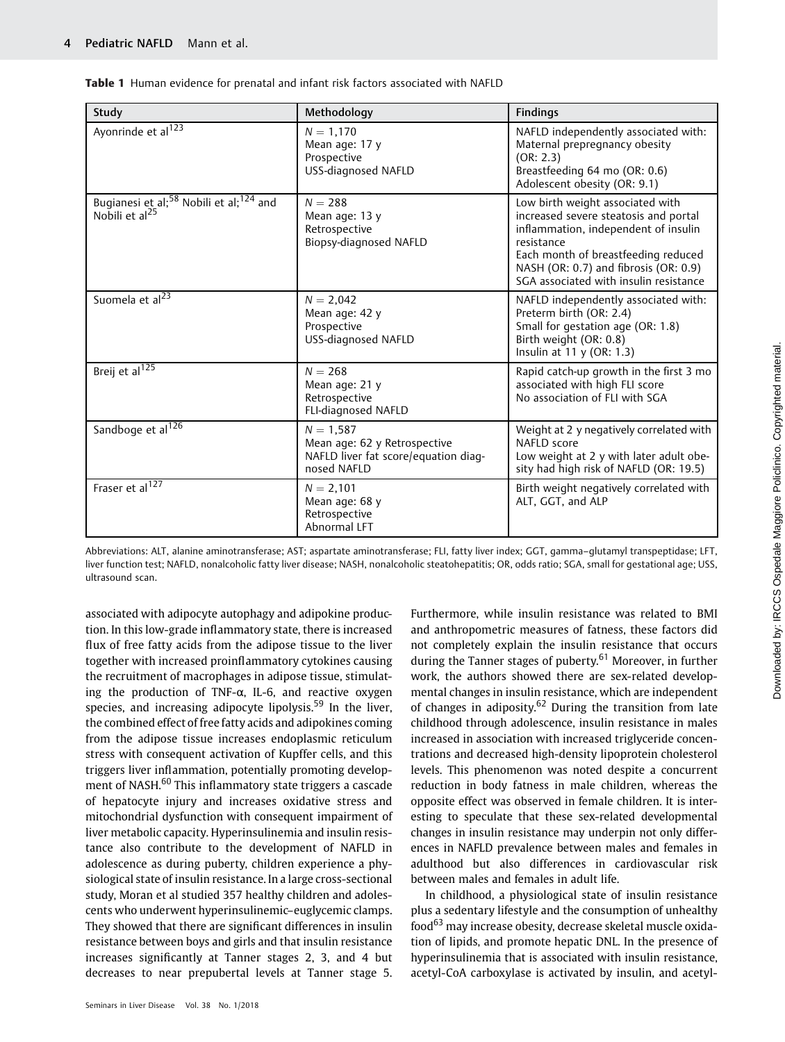**Table 1** Human evidence for prenatal and infant risk factors associated with NAFLD

| Study | Methodology | Findings |
|---|---|---|
| Ayonrinde et al[123] | $N = 1,170$<br>Mean age: 17 y<br>Prospective<br>USS-diagnosed NAFLD | NAFLD independently associated with:<br>Maternal prepregnancy obesity (OR: 2.3)<br>Breastfeeding 64 mo (OR: 0.6)<br>Adolescent obesity (OR: 9.1) |
| Bugianesi et al;[58] Nobili et al;[124] and Nobili et al[25] | $N = 288$<br>Mean age: 13 y<br>Retrospective<br>Biopsy-diagnosed NAFLD | Low birth weight associated with increased severe steatosis and portal inflammation, independent of insulin resistance<br>Each month of breastfeeding reduced NASH (OR: 0.7) and fibrosis (OR: 0.9)<br>SGA associated with insulin resistance |
| Suomela et al[23] | $N = 2,042$<br>Mean age: 42 y<br>Prospective<br>USS-diagnosed NAFLD | NAFLD independently associated with:<br>Preterm birth (OR: 2.4)<br>Small for gestation age (OR: 1.8)<br>Birth weight (OR: 0.8)<br>Insulin at 11 y (OR: 1.3) |
| Breij et al[125] | $N = 268$<br>Mean age: 21 y<br>Retrospective<br>FLI-diagnosed NAFLD | Rapid catch-up growth in the first 3 mo associated with high FLI score<br>No association of FLI with SGA |
| Sandboge et al[126] | $N = 1,587$<br>Mean age: 62 y Retrospective<br>NAFLD liver fat score/equation diagnosed NAFLD | Weight at 2 y negatively correlated with NAFLD score<br>Low weight at 2 y with later adult obesity had high risk of NAFLD (OR: 19.5) |
| Fraser et al[127] | $N = 2,101$<br>Mean age: 68 y<br>Retrospective<br>Abnormal LFT | Birth weight negatively correlated with ALT, GGT, and ALP |

Abbreviations: ALT, alanine aminotransferase; AST; aspartate aminotransferase; FLI, fatty liver index; GGT, gamma–glutamyl transpeptidase; LFT, liver function test; NAFLD, nonalcoholic fatty liver disease; NASH, nonalcoholic steatohepatitis; OR, odds ratio; SGA, small for gestational age; USS, ultrasound scan.

associated with adipocyte autophagy and adipokine production. In this low-grade inflammatory state, there is increased flux of free fatty acids from the adipose tissue to the liver together with increased proinflammatory cytokines causing the recruitment of macrophages in adipose tissue, stimulating the production of TNF-α, IL-6, and reactive oxygen species, and increasing adipocyte lipolysis.[59] In the liver, the combined effect of free fatty acids and adipokines coming from the adipose tissue increases endoplasmic reticulum stress with consequent activation of Kupffer cells, and this triggers liver inflammation, potentially promoting development of NASH.[60] This inflammatory state triggers a cascade of hepatocyte injury and increases oxidative stress and mitochondrial dysfunction with consequent impairment of liver metabolic capacity. Hyperinsulinemia and insulin resistance also contribute to the development of NAFLD in adolescence as during puberty, children experience a physiological state of insulin resistance. In a large cross-sectional study, Moran et al studied 357 healthy children and adolescents who underwent hyperinsulinemic–euglycemic clamps. They showed that there are significant differences in insulin resistance between boys and girls and that insulin resistance increases significantly at Tanner stages 2, 3, and 4 but decreases to near prepubertal levels at Tanner stage 5. Furthermore, while insulin resistance was related to BMI and anthropometric measures of fatness, these factors did not completely explain the insulin resistance that occurs during the Tanner stages of puberty.[61] Moreover, in further work, the authors showed there are sex-related developmental changes in insulin resistance, which are independent of changes in adiposity.[62] During the transition from late childhood through adolescence, insulin resistance in males increased in association with increased triglyceride concentrations and decreased high-density lipoprotein cholesterol levels. This phenomenon was noted despite a concurrent reduction in body fatness in male children, whereas the opposite effect was observed in female children. It is interesting to speculate that these sex-related developmental changes in insulin resistance may underpin not only differences in NAFLD prevalence between males and females in adulthood but also differences in cardiovascular risk between males and females in adult life.

In childhood, a physiological state of insulin resistance plus a sedentary lifestyle and the consumption of unhealthy food[63] may increase obesity, decrease skeletal muscle oxidation of lipids, and promote hepatic DNL. In the presence of hyperinsulinemia that is associated with insulin resistance, acetyl-CoA carboxylase is activated by insulin, and acetyl-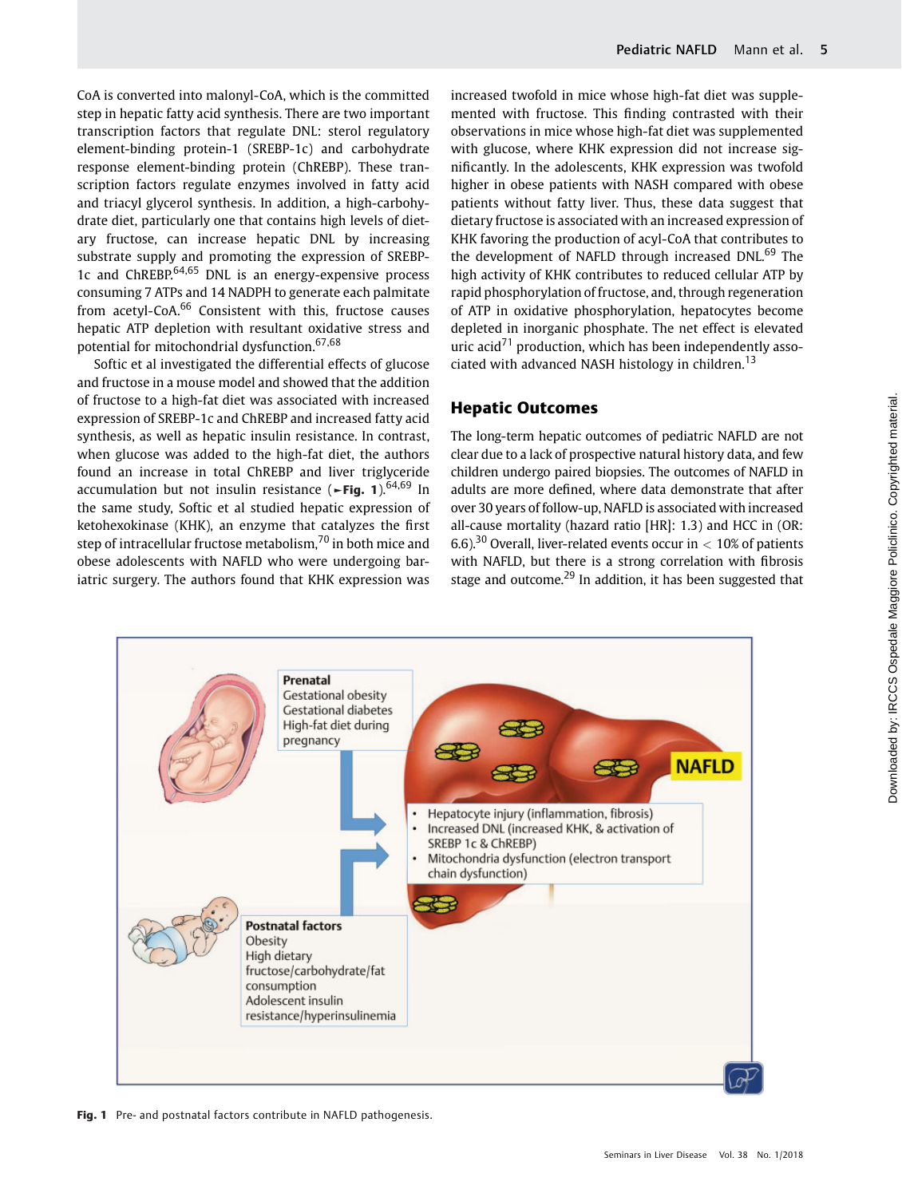CoA is converted into malonyl-CoA, which is the committed step in hepatic fatty acid synthesis. There are two important transcription factors that regulate DNL: sterol regulatory element-binding protein-1 (SREBP-1c) and carbohydrate response element-binding protein (ChREBP). These transcription factors regulate enzymes involved in fatty acid and triacyl glycerol synthesis. In addition, a high-carbohydrate diet, particularly one that contains high levels of dietary fructose, can increase hepatic DNL by increasing substrate supply and promoting the expression of SREBP-1c and ChREBP.[64,65] DNL is an energy-expensive process consuming 7 ATPs and 14 NADPH to generate each palmitate from acetyl-CoA.[66] Consistent with this, fructose causes hepatic ATP depletion with resultant oxidative stress and potential for mitochondrial dysfunction.[67,68]

Softic et al investigated the differential effects of glucose and fructose in a mouse model and showed that the addition of fructose to a high-fat diet was associated with increased expression of SREBP-1c and ChREBP and increased fatty acid synthesis, as well as hepatic insulin resistance. In contrast, when glucose was added to the high-fat diet, the authors found an increase in total ChREBP and liver triglyceride accumulation but not insulin resistance (►**Fig. 1**).[64,69] In the same study, Softic et al studied hepatic expression of ketohexokinase (KHK), an enzyme that catalyzes the first step of intracellular fructose metabolism,[70] in both mice and obese adolescents with NAFLD who were undergoing bariatric surgery. The authors found that KHK expression was increased twofold in mice whose high-fat diet was supplemented with fructose. This finding contrasted with their observations in mice whose high-fat diet was supplemented with glucose, where KHK expression did not increase significantly. In the adolescents, KHK expression was twofold higher in obese patients with NASH compared with obese patients without fatty liver. Thus, these data suggest that dietary fructose is associated with an increased expression of KHK favoring the production of acyl-CoA that contributes to the development of NAFLD through increased DNL.[69] The high activity of KHK contributes to reduced cellular ATP by rapid phosphorylation of fructose, and, through regeneration of ATP in oxidative phosphorylation, hepatocytes become depleted in inorganic phosphate. The net effect is elevated uric acid[71] production, which has been independently associated with advanced NASH histology in children.[13]

## Hepatic Outcomes

The long-term hepatic outcomes of pediatric NAFLD are not clear due to a lack of prospective natural history data, and few children undergo paired biopsies. The outcomes of NAFLD in adults are more defined, where data demonstrate that after over 30 years of follow-up, NAFLD is associated with increased all-cause mortality (hazard ratio [HR]: 1.3) and HCC in (OR: 6.6).[30] Overall, liver-related events occur in $< 10\%$ of patients with NAFLD, but there is a strong correlation with fibrosis stage and outcome.[29] In addition, it has been suggested that

**Fig. 1** Pre- and postnatal factors contribute in NAFLD pathogenesis.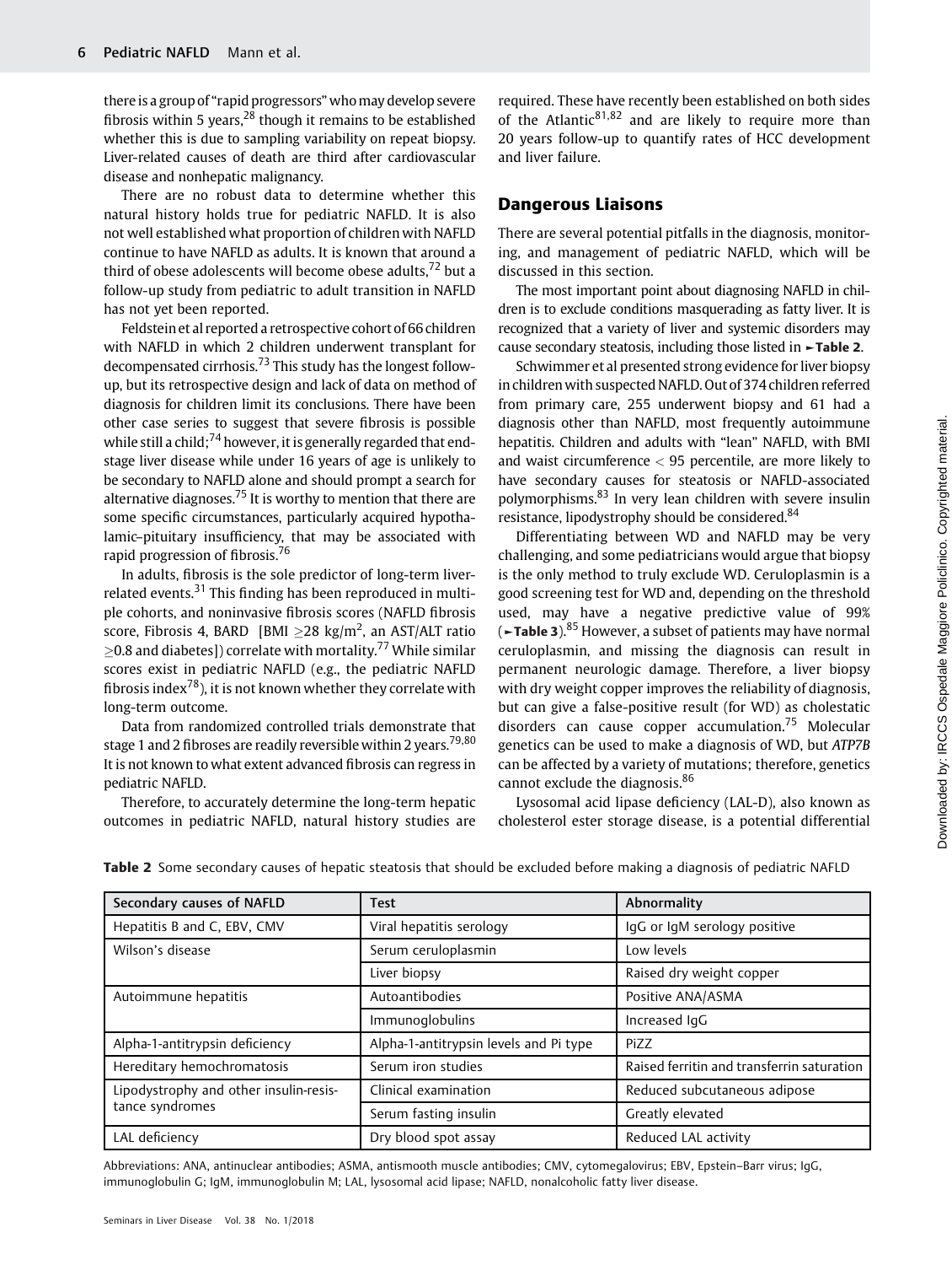there is a group of "rapid progressors" who may develop severe fibrosis within 5 years,[28] though it remains to be established whether this is due to sampling variability on repeat biopsy. Liver-related causes of death are third after cardiovascular disease and nonhepatic malignancy.

There are no robust data to determine whether this natural history holds true for pediatric NAFLD. It is also not well established what proportion of children with NAFLD continue to have NAFLD as adults. It is known that around a third of obese adolescents will become obese adults,[72] but a follow-up study from pediatric to adult transition in NAFLD has not yet been reported.

Feldstein et al reported a retrospective cohort of 66 children with NAFLD in which 2 children underwent transplant for decompensated cirrhosis.[73] This study has the longest follow-up, but its retrospective design and lack of data on method of diagnosis for children limit its conclusions. There have been other case series to suggest that severe fibrosis is possible while still a child;[74] however, it is generally regarded that end-stage liver disease while under 16 years of age is unlikely to be secondary to NAFLD alone and should prompt a search for alternative diagnoses.[75] It is worthy to mention that there are some specific circumstances, particularly acquired hypothalamic–pituitary insufficiency, that may be associated with rapid progression of fibrosis.[76]

In adults, fibrosis is the sole predictor of long-term liver-related events.[31] This finding has been reproduced in multiple cohorts, and noninvasive fibrosis scores (NAFLD fibrosis score, Fibrosis 4, BARD [BMI $\geq$28 kg/m$^2$, an AST/ALT ratio $\geq$0.8 and diabetes]) correlate with mortality.[77] While similar scores exist in pediatric NAFLD (e.g., the pediatric NAFLD fibrosis index[78]), it is not known whether they correlate with long-term outcome.

Data from randomized controlled trials demonstrate that stage 1 and 2 fibroses are readily reversible within 2 years.[79,80] It is not known to what extent advanced fibrosis can regress in pediatric NAFLD.

Therefore, to accurately determine the long-term hepatic outcomes in pediatric NAFLD, natural history studies are required. These have recently been established on both sides of the Atlantic[81,82] and are likely to require more than 20 years follow-up to quantify rates of HCC development and liver failure.

## Dangerous Liaisons

There are several potential pitfalls in the diagnosis, monitoring, and management of pediatric NAFLD, which will be discussed in this section.

The most important point about diagnosing NAFLD in children is to exclude conditions masquerading as fatty liver. It is recognized that a variety of liver and systemic disorders may cause secondary steatosis, including those listed in ►**Table 2**.

Schwimmer et al presented strong evidence for liver biopsy in children with suspected NAFLD. Out of 374 children referred from primary care, 255 underwent biopsy and 61 had a diagnosis other than NAFLD, most frequently autoimmune hepatitis. Children and adults with "lean" NAFLD, with BMI and waist circumference < 95 percentile, are more likely to have secondary causes for steatosis or NAFLD-associated polymorphisms.[83] In very lean children with severe insulin resistance, lipodystrophy should be considered.[84]

Differentiating between WD and NAFLD may be very challenging, and some pediatricians would argue that biopsy is the only method to truly exclude WD. Ceruloplasmin is a good screening test for WD and, depending on the threshold used, may have a negative predictive value of 99% (►**Table 3**).[85] However, a subset of patients may have normal ceruloplasmin, and missing the diagnosis can result in permanent neurologic damage. Therefore, a liver biopsy with dry weight copper improves the reliability of diagnosis, but can give a false-positive result (for WD) as cholestatic disorders can cause copper accumulation.[75] Molecular genetics can be used to make a diagnosis of WD, but *ATP7B* can be affected by a variety of mutations; therefore, genetics cannot exclude the diagnosis.[86]

Lysosomal acid lipase deficiency (LAL-D), also known as cholesterol ester storage disease, is a potential differential

**Table 2** Some secondary causes of hepatic steatosis that should be excluded before making a diagnosis of pediatric NAFLD

| Secondary causes of NAFLD | Test | Abnormality |
|---|---|---|
| Hepatitis B and C, EBV, CMV | Viral hepatitis serology | IgG or IgM serology positive |
| Wilson's disease | Serum ceruloplasmin | Low levels |
| | Liver biopsy | Raised dry weight copper |
| Autoimmune hepatitis | Autoantibodies | Positive ANA/ASMA |
| | Immunoglobulins | Increased IgG |
| Alpha-1-antitrypsin deficiency | Alpha-1-antitrypsin levels and Pi type | PiZZ |
| Hereditary hemochromatosis | Serum iron studies | Raised ferritin and transferrin saturation |
| Lipodystrophy and other insulin-resistance syndromes | Clinical examination | Reduced subcutaneous adipose |
| | Serum fasting insulin | Greatly elevated |
| LAL deficiency | Dry blood spot assay | Reduced LAL activity |

Abbreviations: ANA, antinuclear antibodies; ASMA, antismooth muscle antibodies; CMV, cytomegalovirus; EBV, Epstein–Barr virus; IgG, immunoglobulin G; IgM, immunoglobulin M; LAL, lysosomal acid lipase; NAFLD, nonalcoholic fatty liver disease.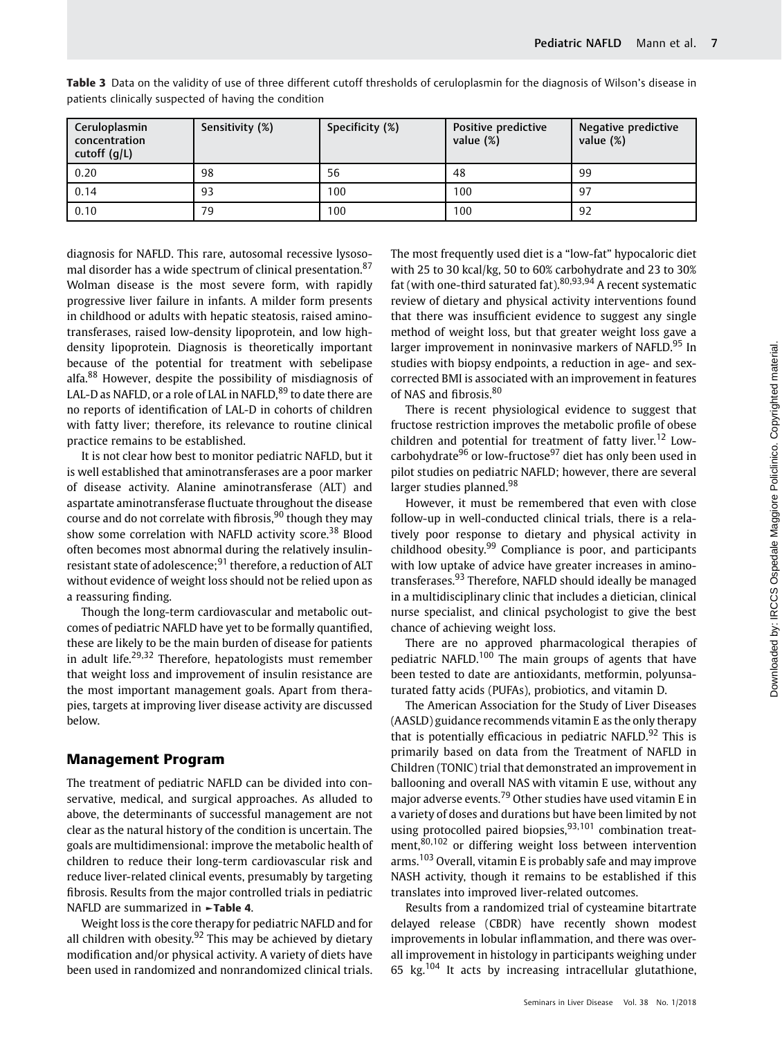**Table 3** Data on the validity of use of three different cutoff thresholds of ceruloplasmin for the diagnosis of Wilson's disease in patients clinically suspected of having the condition

| Ceruloplasmin concentration cutoff (g/L) | Sensitivity (%) | Specificity (%) | Positive predictive value (%) | Negative predictive value (%) |
|---|---|---|---|---|
| 0.20 | 98 | 56 | 48 | 99 |
| 0.14 | 93 | 100 | 100 | 97 |
| 0.10 | 79 | 100 | 100 | 92 |

diagnosis for NAFLD. This rare, autosomal recessive lysosomal disorder has a wide spectrum of clinical presentation.[87] Wolman disease is the most severe form, with rapidly progressive liver failure in infants. A milder form presents in childhood or adults with hepatic steatosis, raised aminotransferases, raised low-density lipoprotein, and low high-density lipoprotein. Diagnosis is theoretically important because of the potential for treatment with sebelipase alfa.[88] However, despite the possibility of misdiagnosis of LAL-D as NAFLD, or a role of LAL in NAFLD,[89] to date there are no reports of identification of LAL-D in cohorts of children with fatty liver; therefore, its relevance to routine clinical practice remains to be established.

It is not clear how best to monitor pediatric NAFLD, but it is well established that aminotransferases are a poor marker of disease activity. Alanine aminotransferase (ALT) and aspartate aminotransferase fluctuate throughout the disease course and do not correlate with fibrosis,[90] though they may show some correlation with NAFLD activity score.[38] Blood often becomes most abnormal during the relatively insulin-resistant state of adolescence;[91] therefore, a reduction of ALT without evidence of weight loss should not be relied upon as a reassuring finding.

Though the long-term cardiovascular and metabolic outcomes of pediatric NAFLD have yet to be formally quantified, these are likely to be the main burden of disease for patients in adult life.[29,32] Therefore, hepatologists must remember that weight loss and improvement of insulin resistance are the most important management goals. Apart from therapies, targets at improving liver disease activity are discussed below.

## Management Program

The treatment of pediatric NAFLD can be divided into conservative, medical, and surgical approaches. As alluded to above, the determinants of successful management are not clear as the natural history of the condition is uncertain. The goals are multidimensional: improve the metabolic health of children to reduce their long-term cardiovascular risk and reduce liver-related clinical events, presumably by targeting fibrosis. Results from the major controlled trials in pediatric NAFLD are summarized in ►**Table 4**.

Weight loss is the core therapy for pediatric NAFLD and for all children with obesity.[92] This may be achieved by dietary modification and/or physical activity. A variety of diets have been used in randomized and nonrandomized clinical trials. The most frequently used diet is a "low-fat" hypocaloric diet with 25 to 30 kcal/kg, 50 to 60% carbohydrate and 23 to 30% fat (with one-third saturated fat).[80,93,94] A recent systematic review of dietary and physical activity interventions found that there was insufficient evidence to suggest any single method of weight loss, but that greater weight loss gave a larger improvement in noninvasive markers of NAFLD.[95] In studies with biopsy endpoints, a reduction in age- and sex-corrected BMI is associated with an improvement in features of NAS and fibrosis.[80]

There is recent physiological evidence to suggest that fructose restriction improves the metabolic profile of obese children and potential for treatment of fatty liver.[12] Low-carbohydrate[96] or low-fructose[97] diet has only been used in pilot studies on pediatric NAFLD; however, there are several larger studies planned.[98]

However, it must be remembered that even with close follow-up in well-conducted clinical trials, there is a relatively poor response to dietary and physical activity in childhood obesity.[99] Compliance is poor, and participants with low uptake of advice have greater increases in aminotransferases.[93] Therefore, NAFLD should ideally be managed in a multidisciplinary clinic that includes a dietician, clinical nurse specialist, and clinical psychologist to give the best chance of achieving weight loss.

There are no approved pharmacological therapies of pediatric NAFLD.[100] The main groups of agents that have been tested to date are antioxidants, metformin, polyunsaturated fatty acids (PUFAs), probiotics, and vitamin D.

The American Association for the Study of Liver Diseases (AASLD) guidance recommends vitamin E as the only therapy that is potentially efficacious in pediatric NAFLD.[92] This is primarily based on data from the Treatment of NAFLD in Children (TONIC) trial that demonstrated an improvement in ballooning and overall NAS with vitamin E use, without any major adverse events.[79] Other studies have used vitamin E in a variety of doses and durations but have been limited by not using protocolled paired biopsies,[93,101] combination treatment,[80,102] or differing weight loss between intervention arms.[103] Overall, vitamin E is probably safe and may improve NASH activity, though it remains to be established if this translates into improved liver-related outcomes.

Results from a randomized trial of cysteamine bitartrate delayed release (CBDR) have recently shown modest improvements in lobular inflammation, and there was overall improvement in histology in participants weighing under 65 kg.[104] It acts by increasing intracellular glutathione,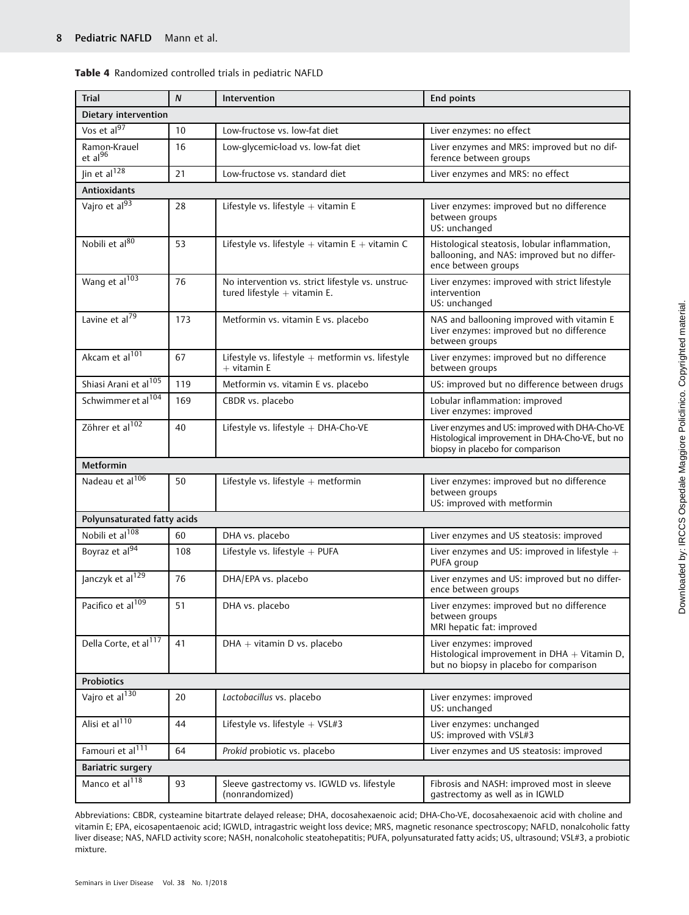**Table 4** Randomized controlled trials in pediatric NAFLD

| Trial | N | Intervention | End points |
|---|---|---|---|
| **Dietary intervention** | | | |
| Vos et al[97] | 10 | Low-fructose vs. low-fat diet | Liver enzymes: no effect |
| Ramon-Krauel et al[96] | 16 | Low-glycemic-load vs. low-fat diet | Liver enzymes and MRS: improved but no difference between groups |
| Jin et al[128] | 21 | Low-fructose vs. standard diet | Liver enzymes and MRS: no effect |
| **Antioxidants** | | | |
| Vajro et al[93] | 28 | Lifestyle vs. lifestyle + vitamin E | Liver enzymes: improved but no difference between groups<br>US: unchanged |
| Nobili et al[80] | 53 | Lifestyle vs. lifestyle + vitamin E + vitamin C | Histological steatosis, lobular inflammation, ballooning, and NAS: improved but no difference between groups |
| Wang et al[103] | 76 | No intervention vs. strict lifestyle vs. unstructured lifestyle + vitamin E. | Liver enzymes: improved with strict lifestyle intervention<br>US: unchanged |
| Lavine et al[79] | 173 | Metformin vs. vitamin E vs. placebo | NAS and ballooning improved with vitamin E<br>Liver enzymes: improved but no difference between groups |
| Akcam et al[101] | 67 | Lifestyle vs. lifestyle + metformin vs. lifestyle + vitamin E | Liver enzymes: improved but no difference between groups |
| Shiasi Arani et al[105] | 119 | Metformin vs. vitamin E vs. placebo | US: improved but no difference between drugs |
| Schwimmer et al[104] | 169 | CBDR vs. placebo | Lobular inflammation: improved<br>Liver enzymes: improved |
| Zöhrer et al[102] | 40 | Lifestyle vs. lifestyle + DHA-Cho-VE | Liver enzymes and US: improved with DHA-Cho-VE<br>Histological improvement in DHA-Cho-VE, but no biopsy in placebo for comparison |
| **Metformin** | | | |
| Nadeau et al[106] | 50 | Lifestyle vs. lifestyle + metformin | Liver enzymes: improved but no difference between groups<br>US: improved with metformin |
| **Polyunsaturated fatty acids** | | | |
| Nobili et al[108] | 60 | DHA vs. placebo | Liver enzymes and US steatosis: improved |
| Boyraz et al[94] | 108 | Lifestyle vs. lifestyle + PUFA | Liver enzymes and US: improved in lifestyle + PUFA group |
| Janczyk et al[129] | 76 | DHA/EPA vs. placebo | Liver enzymes and US: improved but no difference between groups |
| Pacifico et al[109] | 51 | DHA vs. placebo | Liver enzymes: improved but no difference between groups<br>MRI hepatic fat: improved |
| Della Corte, et al[117] | 41 | DHA + vitamin D vs. placebo | Liver enzymes: improved<br>Histological improvement in DHA + Vitamin D, but no biopsy in placebo for comparison |
| **Probiotics** | | | |
| Vajro et al[130] | 20 | *Lactobacillus* vs. placebo | Liver enzymes: improved<br>US: unchanged |
| Alisi et al[110] | 44 | Lifestyle vs. lifestyle + VSL#3 | Liver enzymes: unchanged<br>US: improved with VSL#3 |
| Famouri et al[111] | 64 | *Prokid* probiotic vs. placebo | Liver enzymes and US steatosis: improved |
| **Bariatric surgery** | | | |
| Manco et al[118] | 93 | Sleeve gastrectomy vs. IGWLD vs. lifestyle (nonrandomized) | Fibrosis and NASH: improved most in sleeve gastrectomy as well as in IGWLD |

Abbreviations: CBDR, cysteamine bitartrate delayed release; DHA, docosahexaenoic acid; DHA-Cho-VE, docosahexaenoic acid with choline and vitamin E; EPA, eicosapentaenoic acid; IGWLD, intragastric weight loss device; MRS, magnetic resonance spectroscopy; NAFLD, nonalcoholic fatty liver disease; NAS, NAFLD activity score; NASH, nonalcoholic steatohepatitis; PUFA, polyunsaturated fatty acids; US, ultrasound; VSL#3, a probiotic mixture.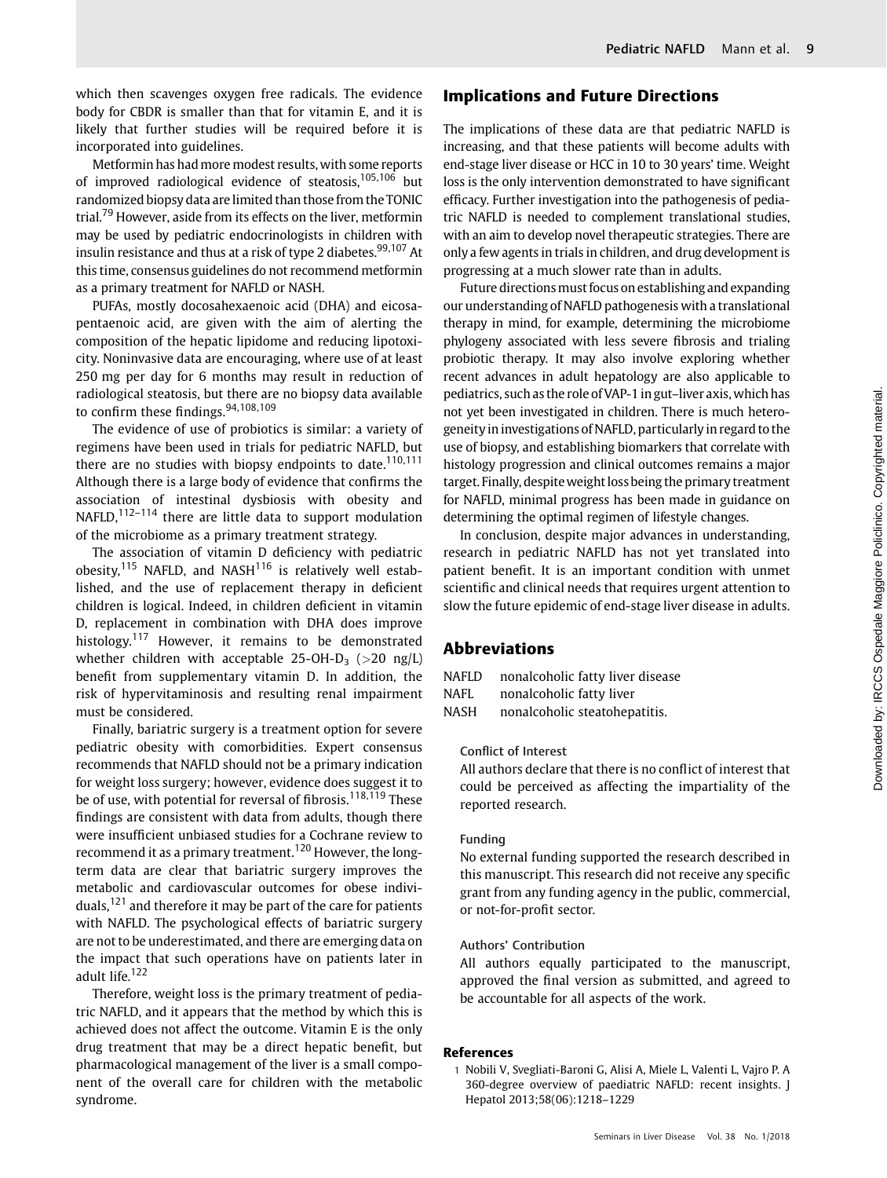which then scavenges oxygen free radicals. The evidence body for CBDR is smaller than that for vitamin E, and it is likely that further studies will be required before it is incorporated into guidelines.

Metformin has had more modest results, with some reports of improved radiological evidence of steatosis,[105,106] but randomized biopsy data are limited than those from the TONIC trial.[79] However, aside from its effects on the liver, metformin may be used by pediatric endocrinologists in children with insulin resistance and thus at a risk of type 2 diabetes.[99,107] At this time, consensus guidelines do not recommend metformin as a primary treatment for NAFLD or NASH.

PUFAs, mostly docosahexaenoic acid (DHA) and eicosapentaenoic acid, are given with the aim of alerting the composition of the hepatic lipidome and reducing lipotoxicity. Noninvasive data are encouraging, where use of at least 250 mg per day for 6 months may result in reduction of radiological steatosis, but there are no biopsy data available to confirm these findings.[94,108,109]

The evidence of use of probiotics is similar: a variety of regimens have been used in trials for pediatric NAFLD, but there are no studies with biopsy endpoints to date.[110,111] Although there is a large body of evidence that confirms the association of intestinal dysbiosis with obesity and NAFLD,[112–114] there are little data to support modulation of the microbiome as a primary treatment strategy.

The association of vitamin D deficiency with pediatric obesity,[115] NAFLD, and NASH[116] is relatively well established, and the use of replacement therapy in deficient children is logical. Indeed, in children deficient in vitamin D, replacement in combination with DHA does improve histology.[117] However, it remains to be demonstrated whether children with acceptable 25-OH-$D_3$ (>20 ng/L) benefit from supplementary vitamin D. In addition, the risk of hypervitaminosis and resulting renal impairment must be considered.

Finally, bariatric surgery is a treatment option for severe pediatric obesity with comorbidities. Expert consensus recommends that NAFLD should not be a primary indication for weight loss surgery; however, evidence does suggest it to be of use, with potential for reversal of fibrosis.[118,119] These findings are consistent with data from adults, though there were insufficient unbiased studies for a Cochrane review to recommend it as a primary treatment.[120] However, the long-term data are clear that bariatric surgery improves the metabolic and cardiovascular outcomes for obese individuals,[121] and therefore it may be part of the care for patients with NAFLD. The psychological effects of bariatric surgery are not to be underestimated, and there are emerging data on the impact that such operations have on patients later in adult life.[122]

Therefore, weight loss is the primary treatment of pediatric NAFLD, and it appears that the method by which this is achieved does not affect the outcome. Vitamin E is the only drug treatment that may be a direct hepatic benefit, but pharmacological management of the liver is a small component of the overall care for children with the metabolic syndrome.

## Implications and Future Directions

The implications of these data are that pediatric NAFLD is increasing, and that these patients will become adults with end-stage liver disease or HCC in 10 to 30 years' time. Weight loss is the only intervention demonstrated to have significant efficacy. Further investigation into the pathogenesis of pediatric NAFLD is needed to complement translational studies, with an aim to develop novel therapeutic strategies. There are only a few agents in trials in children, and drug development is progressing at a much slower rate than in adults.

Future directions must focus on establishing and expanding our understanding of NAFLD pathogenesis with a translational therapy in mind, for example, determining the microbiome phylogeny associated with less severe fibrosis and trialing probiotic therapy. It may also involve exploring whether recent advances in adult hepatology are also applicable to pediatrics, such as the role of VAP-1 in gut–liver axis, which has not yet been investigated in children. There is much heterogeneity in investigations of NAFLD, particularly in regard to the use of biopsy, and establishing biomarkers that correlate with histology progression and clinical outcomes remains a major target. Finally, despite weight loss being the primary treatment for NAFLD, minimal progress has been made in guidance on determining the optimal regimen of lifestyle changes.

In conclusion, despite major advances in understanding, research in pediatric NAFLD has not yet translated into patient benefit. It is an important condition with unmet scientific and clinical needs that requires urgent attention to slow the future epidemic of end-stage liver disease in adults.

## Abbreviations

NAFLD nonalcoholic fatty liver disease
NAFL nonalcoholic fatty liver
NASH nonalcoholic steatohepatitis.

Conflict of Interest
All authors declare that there is no conflict of interest that could be perceived as affecting the impartiality of the reported research.

Funding
No external funding supported the research described in this manuscript. This research did not receive any specific grant from any funding agency in the public, commercial, or not-for-profit sector.

Authors' Contribution
All authors equally participated to the manuscript, approved the final version as submitted, and agreed to be accountable for all aspects of the work.

## References

1 Nobili V, Svegliati-Baroni G, Alisi A, Miele L, Valenti L, Vajro P. A 360-degree overview of paediatric NAFLD: recent insights. J Hepatol 2013;58(06):1218–1229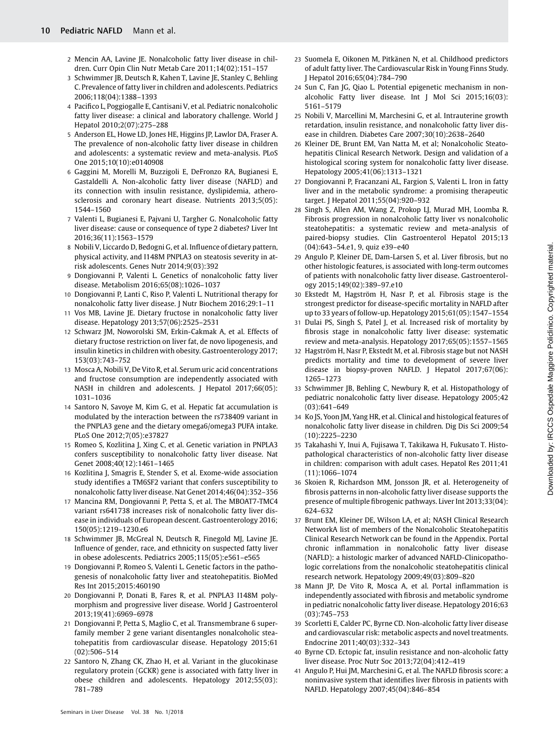2 Mencin AA, Lavine JE. Nonalcoholic fatty liver disease in children. Curr Opin Clin Nutr Metab Care 2011;14(02):151–157

3 Schwimmer JB, Deutsch R, Kahen T, Lavine JE, Stanley C, Behling C. Prevalence of fatty liver in children and adolescents. Pediatrics 2006;118(04):1388–1393

4 Pacifico L, Poggiogalle E, Cantisani V, et al. Pediatric nonalcoholic fatty liver disease: a clinical and laboratory challenge. World J Hepatol 2010;2(07):275–288

5 Anderson EL, Howe LD, Jones HE, Higgins JP, Lawlor DA, Fraser A. The prevalence of non-alcoholic fatty liver disease in children and adolescents: a systematic review and meta-analysis. PLoS One 2015;10(10):e0140908

6 Gaggini M, Morelli M, Buzzigoli E, DeFronzo RA, Bugianesi E, Gastaldelli A. Non-alcoholic fatty liver disease (NAFLD) and its connection with insulin resistance, dyslipidemia, atherosclerosis and coronary heart disease. Nutrients 2013;5(05):1544–1560

7 Valenti L, Bugianesi E, Pajvani U, Targher G. Nonalcoholic fatty liver disease: cause or consequence of type 2 diabetes? Liver Int 2016;36(11):1563–1579

8 Nobili V, Liccardo D, Bedogni G, et al. Influence of dietary pattern, physical activity, and I148M PNPLA3 on steatosis severity in at-risk adolescents. Genes Nutr 2014;9(03):392

9 Dongiovanni P, Valenti L. Genetics of nonalcoholic fatty liver disease. Metabolism 2016;65(08):1026–1037

10 Dongiovanni P, Lanti C, Riso P, Valenti L. Nutritional therapy for nonalcoholic fatty liver disease. J Nutr Biochem 2016;29:1–11

11 Vos MB, Lavine JE. Dietary fructose in nonalcoholic fatty liver disease. Hepatology 2013;57(06):2525–2531

12 Schwarz JM, Noworolski SM, Erkin-Cakmak A, et al. Effects of dietary fructose restriction on liver fat, de novo lipogenesis, and insulin kinetics in children with obesity. Gastroenterology 2017;153(03):743–752

13 Mosca A, Nobili V, De Vito R, et al. Serum uric acid concentrations and fructose consumption are independently associated with NASH in children and adolescents. J Hepatol 2017;66(05):1031–1036

14 Santoro N, Savoye M, Kim G, et al. Hepatic fat accumulation is modulated by the interaction between the rs738409 variant in the PNPLA3 gene and the dietary omega6/omega3 PUFA intake. PLoS One 2012;7(05):e37827

15 Romeo S, Kozlitina J, Xing C, et al. Genetic variation in PNPLA3 confers susceptibility to nonalcoholic fatty liver disease. Nat Genet 2008;40(12):1461–1465

16 Kozlitina J, Smagris E, Stender S, et al. Exome-wide association study identifies a TM6SF2 variant that confers susceptibility to nonalcoholic fatty liver disease. Nat Genet 2014;46(04):352–356

17 Mancina RM, Dongiovanni P, Petta S, et al. The MBOAT7-TMC4 variant rs641738 increases risk of nonalcoholic fatty liver disease in individuals of European descent. Gastroenterology 2016;150(05):1219–1230.e6

18 Schwimmer JB, McGreal N, Deutsch R, Finegold MJ, Lavine JE. Influence of gender, race, and ethnicity on suspected fatty liver in obese adolescents. Pediatrics 2005;115(05):e561–e565

19 Dongiovanni P, Romeo S, Valenti L. Genetic factors in the pathogenesis of nonalcoholic fatty liver and steatohepatitis. BioMed Res Int 2015;2015:460190

20 Dongiovanni P, Donati B, Fares R, et al. PNPLA3 I148M polymorphism and progressive liver disease. World J Gastroenterol 2013;19(41):6969–6978

21 Dongiovanni P, Petta S, Maglio C, et al. Transmembrane 6 superfamily member 2 gene variant disentangles nonalcoholic steatohepatitis from cardiovascular disease. Hepatology 2015;61(02):506–514

22 Santoro N, Zhang CK, Zhao H, et al. Variant in the glucokinase regulatory protein (GCKR) gene is associated with fatty liver in obese children and adolescents. Hepatology 2012;55(03):781–789

23 Suomela E, Oikonen M, Pitkänen N, et al. Childhood predictors of adult fatty liver. The Cardiovascular Risk in Young Finns Study. J Hepatol 2016;65(04):784–790

24 Sun C, Fan JG, Qiao L. Potential epigenetic mechanism in non-alcoholic Fatty liver disease. Int J Mol Sci 2015;16(03):5161–5179

25 Nobili V, Marcellini M, Marchesini G, et al. Intrauterine growth retardation, insulin resistance, and nonalcoholic fatty liver disease in children. Diabetes Care 2007;30(10):2638–2640

26 Kleiner DE, Brunt EM, Van Natta M, et al; Nonalcoholic Steatohepatitis Clinical Research Network. Design and validation of a histological scoring system for nonalcoholic fatty liver disease. Hepatology 2005;41(06):1313–1321

27 Dongiovanni P, Fracanzani AL, Fargion S, Valenti L. Iron in fatty liver and in the metabolic syndrome: a promising therapeutic target. J Hepatol 2011;55(04):920–932

28 Singh S, Allen AM, Wang Z, Prokop LJ, Murad MH, Loomba R. Fibrosis progression in nonalcoholic fatty liver vs nonalcoholic steatohepatitis: a systematic review and meta-analysis of paired-biopsy studies. Clin Gastroenterol Hepatol 2015;13(04):643–54.e1, 9, quiz e39–e40

29 Angulo P, Kleiner DE, Dam-Larsen S, et al. Liver fibrosis, but no other histologic features, is associated with long-term outcomes of patients with nonalcoholic fatty liver disease. Gastroenterology 2015;149(02):389–97.e10

30 Ekstedt M, Hagström H, Nasr P, et al. Fibrosis stage is the strongest predictor for disease-specific mortality in NAFLD after up to 33 years of follow-up. Hepatology 2015;61(05):1547–1554

31 Dulai PS, Singh S, Patel J, et al. Increased risk of mortality by fibrosis stage in nonalcoholic fatty liver disease: systematic review and meta-analysis. Hepatology 2017;65(05):1557–1565

32 Hagström H, Nasr P, Ekstedt M, et al. Fibrosis stage but not NASH predicts mortality and time to development of severe liver disease in biopsy-proven NAFLD. J Hepatol 2017;67(06):1265–1273

33 Schwimmer JB, Behling C, Newbury R, et al. Histopathology of pediatric nonalcoholic fatty liver disease. Hepatology 2005;42(03):641–649

34 Ko JS, Yoon JM, Yang HR, et al. Clinical and histological features of nonalcoholic fatty liver disease in children. Dig Dis Sci 2009;54(10):2225–2230

35 Takahashi Y, Inui A, Fujisawa T, Takikawa H, Fukusato T. Histopathological characteristics of non-alcoholic fatty liver disease in children: comparison with adult cases. Hepatol Res 2011;41(11):1066–1074

36 Skoien R, Richardson MM, Jonsson JR, et al. Heterogeneity of fibrosis patterns in non-alcoholic fatty liver disease supports the presence of multiple fibrogenic pathways. Liver Int 2013;33(04):624–632

37 Brunt EM, Kleiner DE, Wilson LA, et al; NASH Clinical Research NetworkA list of members of the Nonalcoholic Steatohepatitis Clinical Research Network can be found in the Appendix. Portal chronic inflammation in nonalcoholic fatty liver disease (NAFLD): a histologic marker of advanced NAFLD-Clinicopathologic correlations from the nonalcoholic steatohepatitis clinical research network. Hepatology 2009;49(03):809–820

38 Mann JP, De Vito R, Mosca A, et al. Portal inflammation is independently associated with fibrosis and metabolic syndrome in pediatric nonalcoholic fatty liver disease. Hepatology 2016;63(03):745–753

39 Scorletti E, Calder PC, Byrne CD. Non-alcoholic fatty liver disease and cardiovascular risk: metabolic aspects and novel treatments. Endocrine 2011;40(03):332–343

40 Byrne CD. Ectopic fat, insulin resistance and non-alcoholic fatty liver disease. Proc Nutr Soc 2013;72(04):412–419

41 Angulo P, Hui JM, Marchesini G, et al. The NAFLD fibrosis score: a noninvasive system that identifies liver fibrosis in patients with NAFLD. Hepatology 2007;45(04):846–854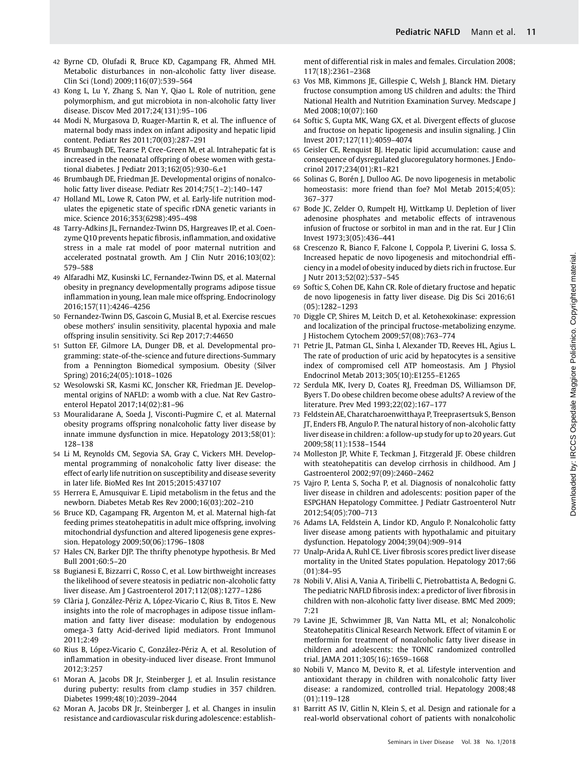42 Byrne CD, Olufadi R, Bruce KD, Cagampang FR, Ahmed MH. Metabolic disturbances in non-alcoholic fatty liver disease. Clin Sci (Lond) 2009;116(07):539–564

43 Kong L, Lu Y, Zhang S, Nan Y, Qiao L. Role of nutrition, gene polymorphism, and gut microbiota in non-alcoholic fatty liver disease. Discov Med 2017;24(131):95–106

44 Modi N, Murgasova D, Ruager-Martin R, et al. The influence of maternal body mass index on infant adiposity and hepatic lipid content. Pediatr Res 2011;70(03):287–291

45 Brumbaugh DE, Tearse P, Cree-Green M, et al. Intrahepatic fat is increased in the neonatal offspring of obese women with gestational diabetes. J Pediatr 2013;162(05):930–6.e1

46 Brumbaugh DE, Friedman JE. Developmental origins of nonalcoholic fatty liver disease. Pediatr Res 2014;75(1–2):140–147

47 Holland ML, Lowe R, Caton PW, et al. Early-life nutrition modulates the epigenetic state of specific rDNA genetic variants in mice. Science 2016;353(6298):495–498

48 Tarry-Adkins JL, Fernandez-Twinn DS, Hargreaves IP, et al. Coenzyme Q10 prevents hepatic fibrosis, inflammation, and oxidative stress in a male rat model of poor maternal nutrition and accelerated postnatal growth. Am J Clin Nutr 2016;103(02): 579–588

49 Alfaradhi MZ, Kusinski LC, Fernandez-Twinn DS, et al. Maternal obesity in pregnancy developmentally programs adipose tissue inflammation in young, lean male mice offspring. Endocrinology 2016;157(11):4246–4256

50 Fernandez-Twinn DS, Gascoin G, Musial B, et al. Exercise rescues obese mothers' insulin sensitivity, placental hypoxia and male offspring insulin sensitivity. Sci Rep 2017;7:44650

51 Sutton EF, Gilmore LA, Dunger DB, et al. Developmental programming: state-of-the-science and future directions-Summary from a Pennington Biomedical symposium. Obesity (Silver Spring) 2016;24(05):1018–1026

52 Wesolowski SR, Kasmi KC, Jonscher KR, Friedman JE. Developmental origins of NAFLD: a womb with a clue. Nat Rev Gastroenterol Hepatol 2017;14(02):81–96

53 Mouralidarane A, Soeda J, Visconti-Pugmire C, et al. Maternal obesity programs offspring nonalcoholic fatty liver disease by innate immune dysfunction in mice. Hepatology 2013;58(01): 128–138

54 Li M, Reynolds CM, Segovia SA, Gray C, Vickers MH. Developmental programming of nonalcoholic fatty liver disease: the effect of early life nutrition on susceptibility and disease severity in later life. BioMed Res Int 2015;2015:437107

55 Herrera E, Amusquivar E. Lipid metabolism in the fetus and the newborn. Diabetes Metab Res Rev 2000;16(03):202–210

56 Bruce KD, Cagampang FR, Argenton M, et al. Maternal high-fat feeding primes steatohepatitis in adult mice offspring, involving mitochondrial dysfunction and altered lipogenesis gene expression. Hepatology 2009;50(06):1796–1808

57 Hales CN, Barker DJP. The thrifty phenotype hypothesis. Br Med Bull 2001;60:5–20

58 Bugianesi E, Bizzarri C, Rosso C, et al. Low birthweight increases the likelihood of severe steatosis in pediatric non-alcoholic fatty liver disease. Am J Gastroenterol 2017;112(08):1277–1286

59 Clària J, González-Périz A, López-Vicario C, Rius B, Titos E. New insights into the role of macrophages in adipose tissue inflammation and fatty liver disease: modulation by endogenous omega-3 fatty Acid-derived lipid mediators. Front Immunol 2011;2:49

60 Rius B, López-Vicario C, González-Périz A, et al. Resolution of inflammation in obesity-induced liver disease. Front Immunol 2012;3:257

61 Moran A, Jacobs DR Jr, Steinberger J, et al. Insulin resistance during puberty: results from clamp studies in 357 children. Diabetes 1999;48(10):2039–2044

62 Moran A, Jacobs DR Jr, Steinberger J, et al. Changes in insulin resistance and cardiovascular risk during adolescence: establishment of differential risk in males and females. Circulation 2008; 117(18):2361–2368

63 Vos MB, Kimmons JE, Gillespie C, Welsh J, Blanck HM. Dietary fructose consumption among US children and adults: the Third National Health and Nutrition Examination Survey. Medscape J Med 2008;10(07):160

64 Softic S, Gupta MK, Wang GX, et al. Divergent effects of glucose and fructose on hepatic lipogenesis and insulin signaling. J Clin Invest 2017;127(11):4059–4074

65 Geisler CE, Renquist BJ. Hepatic lipid accumulation: cause and consequence of dysregulated glucoregulatory hormones. J Endocrinol 2017;234(01):R1–R21

66 Solinas G, Borén J, Dulloo AG. De novo lipogenesis in metabolic homeostasis: more friend than foe? Mol Metab 2015;4(05): 367–377

67 Bode JC, Zelder O, Rumpelt HJ, Wittkamp U. Depletion of liver adenosine phosphates and metabolic effects of intravenous infusion of fructose or sorbitol in man and in the rat. Eur J Clin Invest 1973;3(05):436–441

68 Crescenzo R, Bianco F, Falcone I, Coppola P, Liverini G, Iossa S. Increased hepatic de novo lipogenesis and mitochondrial efficiency in a model of obesity induced by diets rich in fructose. Eur J Nutr 2013;52(02):537–545

69 Softic S, Cohen DE, Kahn CR. Role of dietary fructose and hepatic de novo lipogenesis in fatty liver disease. Dig Dis Sci 2016;61 (05):1282–1293

70 Diggle CP, Shires M, Leitch D, et al. Ketohexokinase: expression and localization of the principal fructose-metabolizing enzyme. J Histochem Cytochem 2009;57(08):763–774

71 Petrie JL, Patman GL, Sinha I, Alexander TD, Reeves HL, Agius L. The rate of production of uric acid by hepatocytes is a sensitive index of compromised cell ATP homeostasis. Am J Physiol Endocrinol Metab 2013;305(10):E1255–E1265

72 Serdula MK, Ivery D, Coates RJ, Freedman DS, Williamson DF, Byers T. Do obese children become obese adults? A review of the literature. Prev Med 1993;22(02):167–177

73 Feldstein AE, Charatcharoenwitthaya P, Treeprasertsuk S, Benson JT, Enders FB, Angulo P. The natural history of non-alcoholic fatty liver disease in children: a follow-up study for up to 20 years. Gut 2009;58(11):1538–1544

74 Molleston JP, White F, Teckman J, Fitzgerald JF. Obese children with steatohepatitis can develop cirrhosis in childhood. Am J Gastroenterol 2002;97(09):2460–2462

75 Vajro P, Lenta S, Socha P, et al. Diagnosis of nonalcoholic fatty liver disease in children and adolescents: position paper of the ESPGHAN Hepatology Committee. J Pediatr Gastroenterol Nutr 2012;54(05):700–713

76 Adams LA, Feldstein A, Lindor KD, Angulo P. Nonalcoholic fatty liver disease among patients with hypothalamic and pituitary dysfunction. Hepatology 2004;39(04):909–914

77 Unalp-Arida A, Ruhl CE. Liver fibrosis scores predict liver disease mortality in the United States population. Hepatology 2017;66 (01):84–95

78 Nobili V, Alisi A, Vania A, Tiribelli C, Pietrobattista A, Bedogni G. The pediatric NAFLD fibrosis index: a predictor of liver fibrosis in children with non-alcoholic fatty liver disease. BMC Med 2009; 7:21

79 Lavine JE, Schwimmer JB, Van Natta ML, et al; Nonalcoholic Steatohepatitis Clinical Research Network. Effect of vitamin E or metformin for treatment of nonalcoholic fatty liver disease in children and adolescents: the TONIC randomized controlled trial. JAMA 2011;305(16):1659–1668

80 Nobili V, Manco M, Devito R, et al. Lifestyle intervention and antioxidant therapy in children with nonalcoholic fatty liver disease: a randomized, controlled trial. Hepatology 2008;48 (01):119–128

81 Barritt AS IV, Gitlin N, Klein S, et al. Design and rationale for a real-world observational cohort of patients with nonalcoholic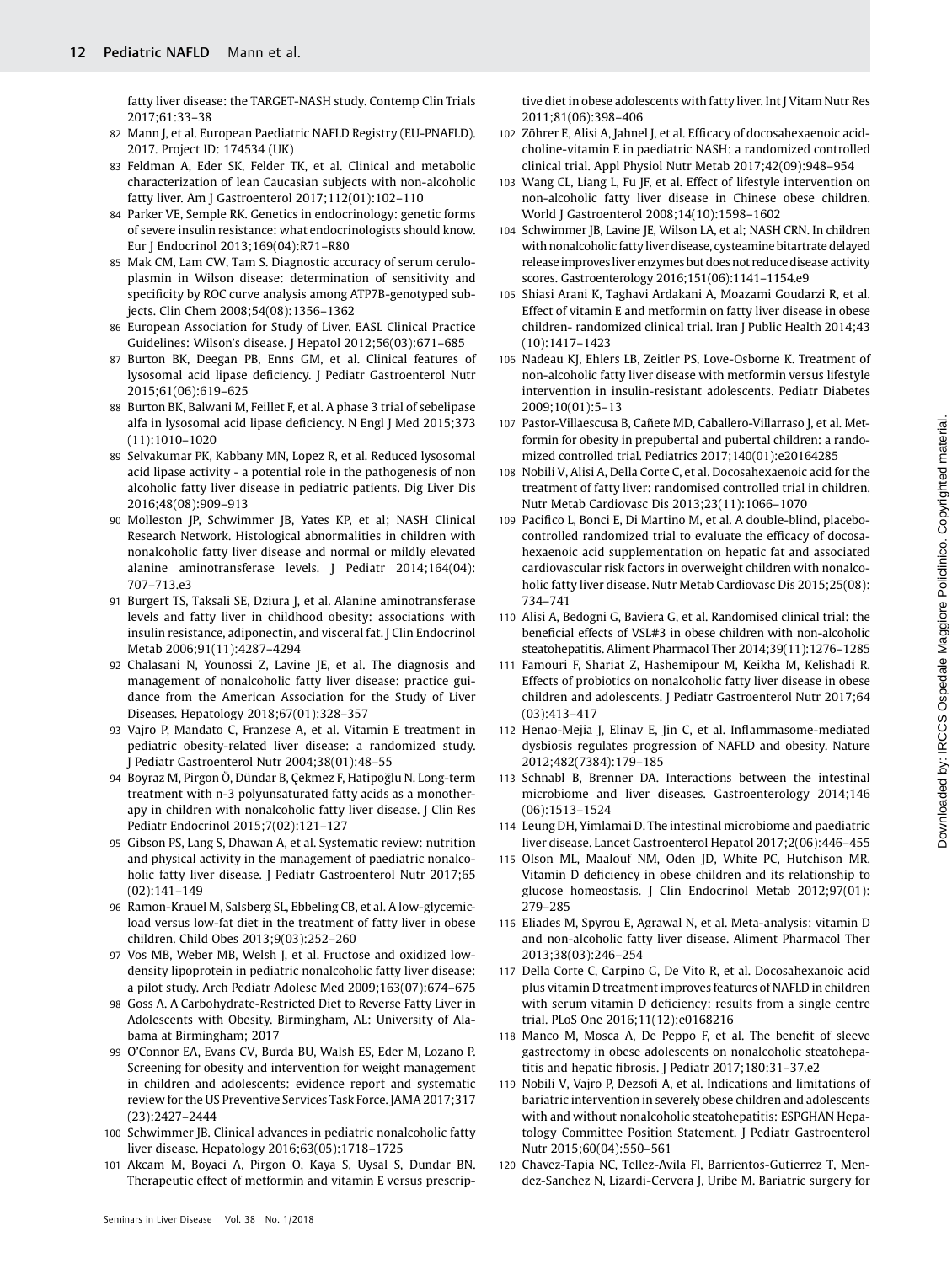fatty liver disease: the TARGET-NASH study. Contemp Clin Trials 2017;61:33–38

82 Mann J, et al. European Paediatric NAFLD Registry (EU-PNAFLD). 2017. Project ID: 174534 (UK)

83 Feldman A, Eder SK, Felder TK, et al. Clinical and metabolic characterization of lean Caucasian subjects with non-alcoholic fatty liver. Am J Gastroenterol 2017;112(01):102–110

84 Parker VE, Semple RK. Genetics in endocrinology: genetic forms of severe insulin resistance: what endocrinologists should know. Eur J Endocrinol 2013;169(04):R71–R80

85 Mak CM, Lam CW, Tam S. Diagnostic accuracy of serum ceruloplasmin in Wilson disease: determination of sensitivity and specificity by ROC curve analysis among ATP7B-genotyped subjects. Clin Chem 2008;54(08):1356–1362

86 European Association for Study of Liver. EASL Clinical Practice Guidelines: Wilson's disease. J Hepatol 2012;56(03):671–685

87 Burton BK, Deegan PB, Enns GM, et al. Clinical features of lysosomal acid lipase deficiency. J Pediatr Gastroenterol Nutr 2015;61(06):619–625

88 Burton BK, Balwani M, Feillet F, et al. A phase 3 trial of sebelipase alfa in lysosomal acid lipase deficiency. N Engl J Med 2015;373 (11):1010–1020

89 Selvakumar PK, Kabbany MN, Lopez R, et al. Reduced lysosomal acid lipase activity - a potential role in the pathogenesis of non alcoholic fatty liver disease in pediatric patients. Dig Liver Dis 2016;48(08):909–913

90 Molleston JP, Schwimmer JB, Yates KP, et al; NASH Clinical Research Network. Histological abnormalities in children with nonalcoholic fatty liver disease and normal or mildly elevated alanine aminotransferase levels. J Pediatr 2014;164(04): 707–713.e3

91 Burgert TS, Taksali SE, Dziura J, et al. Alanine aminotransferase levels and fatty liver in childhood obesity: associations with insulin resistance, adiponectin, and visceral fat. J Clin Endocrinol Metab 2006;91(11):4287–4294

92 Chalasani N, Younossi Z, Lavine JE, et al. The diagnosis and management of nonalcoholic fatty liver disease: practice guidance from the American Association for the Study of Liver Diseases. Hepatology 2018;67(01):328–357

93 Vajro P, Mandato C, Franzese A, et al. Vitamin E treatment in pediatric obesity-related liver disease: a randomized study. J Pediatr Gastroenterol Nutr 2004;38(01):48–55

94 Boyraz M, Pirgon Ö, Dündar B, Çekmez F, Hatipoğlu N. Long-term treatment with n-3 polyunsaturated fatty acids as a monotherapy in children with nonalcoholic fatty liver disease. J Clin Res Pediatr Endocrinol 2015;7(02):121–127

95 Gibson PS, Lang S, Dhawan A, et al. Systematic review: nutrition and physical activity in the management of paediatric nonalcoholic fatty liver disease. J Pediatr Gastroenterol Nutr 2017;65 (02):141–149

96 Ramon-Krauel M, Salsberg SL, Ebbeling CB, et al. A low-glycemic-load versus low-fat diet in the treatment of fatty liver in obese children. Child Obes 2013;9(03):252–260

97 Vos MB, Weber MB, Welsh J, et al. Fructose and oxidized low-density lipoprotein in pediatric nonalcoholic fatty liver disease: a pilot study. Arch Pediatr Adolesc Med 2009;163(07):674–675

98 Goss A. A Carbohydrate-Restricted Diet to Reverse Fatty Liver in Adolescents with Obesity. Birmingham, AL: University of Alabama at Birmingham; 2017

99 O'Connor EA, Evans CV, Burda BU, Walsh ES, Eder M, Lozano P. Screening for obesity and intervention for weight management in children and adolescents: evidence report and systematic review for the US Preventive Services Task Force. JAMA 2017;317 (23):2427–2444

100 Schwimmer JB. Clinical advances in pediatric nonalcoholic fatty liver disease. Hepatology 2016;63(05):1718–1725

101 Akcam M, Boyaci A, Pirgon O, Kaya S, Uysal S, Dundar BN. Therapeutic effect of metformin and vitamin E versus prescriptive diet in obese adolescents with fatty liver. Int J Vitam Nutr Res 2011;81(06):398–406

102 Zöhrer E, Alisi A, Jahnel J, et al. Efficacy of docosahexaenoic acid-choline-vitamin E in paediatric NASH: a randomized controlled clinical trial. Appl Physiol Nutr Metab 2017;42(09):948–954

103 Wang CL, Liang L, Fu JF, et al. Effect of lifestyle intervention on non-alcoholic fatty liver disease in Chinese obese children. World J Gastroenterol 2008;14(10):1598–1602

104 Schwimmer JB, Lavine JE, Wilson LA, et al; NASH CRN. In children with nonalcoholic fatty liver disease, cysteamine bitartrate delayed release improves liver enzymes but does not reduce disease activity scores. Gastroenterology 2016;151(06):1141–1154.e9

105 Shiasi Arani K, Taghavi Ardakani A, Moazami Goudarzi R, et al. Effect of vitamin E and metformin on fatty liver disease in obese children- randomized clinical trial. Iran J Public Health 2014;43 (10):1417–1423

106 Nadeau KJ, Ehlers LB, Zeitler PS, Love-Osborne K. Treatment of non-alcoholic fatty liver disease with metformin versus lifestyle intervention in insulin-resistant adolescents. Pediatr Diabetes 2009;10(01):5–13

107 Pastor-Villaescusa B, Cañete MD, Caballero-Villarraso J, et al. Metformin for obesity in prepubertal and pubertal children: a randomized controlled trial. Pediatrics 2017;140(01):e20164285

108 Nobili V, Alisi A, Della Corte C, et al. Docosahexaenoic acid for the treatment of fatty liver: randomised controlled trial in children. Nutr Metab Cardiovasc Dis 2013;23(11):1066–1070

109 Pacifico L, Bonci E, Di Martino M, et al. A double-blind, placebo-controlled randomized trial to evaluate the efficacy of docosahexaenoic acid supplementation on hepatic fat and associated cardiovascular risk factors in overweight children with nonalcoholic fatty liver disease. Nutr Metab Cardiovasc Dis 2015;25(08): 734–741

110 Alisi A, Bedogni G, Baviera G, et al. Randomised clinical trial: the beneficial effects of VSL#3 in obese children with non-alcoholic steatohepatitis. Aliment Pharmacol Ther 2014;39(11):1276–1285

111 Famouri F, Shariat Z, Hashemipour M, Keikha M, Kelishadi R. Effects of probiotics on nonalcoholic fatty liver disease in obese children and adolescents. J Pediatr Gastroenterol Nutr 2017;64 (03):413–417

112 Henao-Mejia J, Elinav E, Jin C, et al. Inflammasome-mediated dysbiosis regulates progression of NAFLD and obesity. Nature 2012;482(7384):179–185

113 Schnabl B, Brenner DA. Interactions between the intestinal microbiome and liver diseases. Gastroenterology 2014;146 (06):1513–1524

114 Leung DH, Yimlamai D. The intestinal microbiome and paediatric liver disease. Lancet Gastroenterol Hepatol 2017;2(06):446–455

115 Olson ML, Maalouf NM, Oden JD, White PC, Hutchison MR. Vitamin D deficiency in obese children and its relationship to glucose homeostasis. J Clin Endocrinol Metab 2012;97(01): 279–285

116 Eliades M, Spyrou E, Agrawal N, et al. Meta-analysis: vitamin D and non-alcoholic fatty liver disease. Aliment Pharmacol Ther 2013;38(03):246–254

117 Della Corte C, Carpino G, De Vito R, et al. Docosahexanoic acid plus vitamin D treatment improves features of NAFLD in children with serum vitamin D deficiency: results from a single centre trial. PLoS One 2016;11(12):e0168216

118 Manco M, Mosca A, De Peppo F, et al. The benefit of sleeve gastrectomy in obese adolescents on nonalcoholic steatohepatitis and hepatic fibrosis. J Pediatr 2017;180:31–37.e2

119 Nobili V, Vajro P, Dezsofi A, et al. Indications and limitations of bariatric intervention in severely obese children and adolescents with and without nonalcoholic steatohepatitis: ESPGHAN Hepatology Committee Position Statement. J Pediatr Gastroenterol Nutr 2015;60(04):550–561

120 Chavez-Tapia NC, Tellez-Avila FI, Barrientos-Gutierrez T, Mendez-Sanchez N, Lizardi-Cervera J, Uribe M. Bariatric surgery for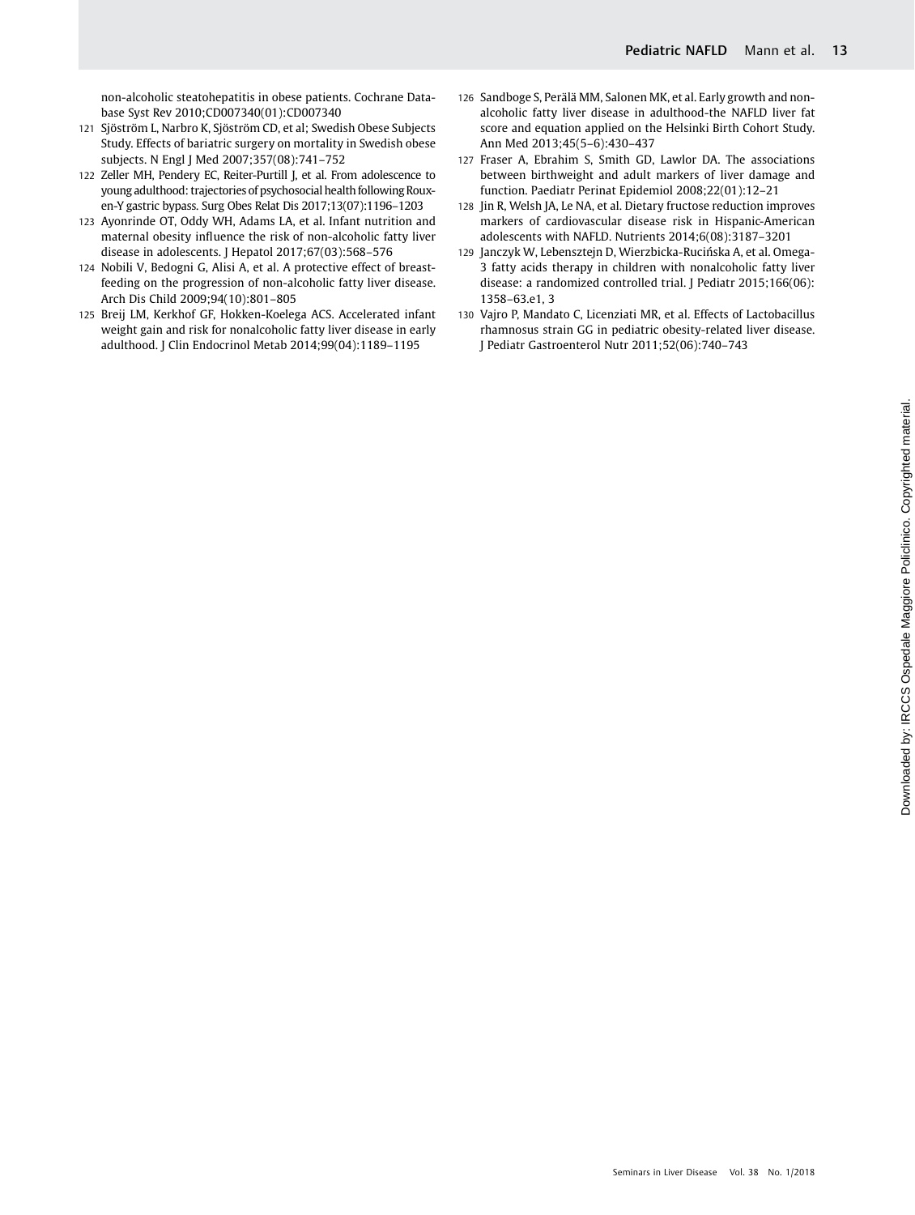non-alcoholic steatohepatitis in obese patients. Cochrane Database Syst Rev 2010;CD007340(01):CD007340

121 Sjöström L, Narbro K, Sjöström CD, et al; Swedish Obese Subjects Study. Effects of bariatric surgery on mortality in Swedish obese subjects. N Engl J Med 2007;357(08):741–752

122 Zeller MH, Pendery EC, Reiter-Purtill J, et al. From adolescence to young adulthood: trajectories of psychosocial health following Roux-en-Y gastric bypass. Surg Obes Relat Dis 2017;13(07):1196–1203

123 Ayonrinde OT, Oddy WH, Adams LA, et al. Infant nutrition and maternal obesity influence the risk of non-alcoholic fatty liver disease in adolescents. J Hepatol 2017;67(03):568–576

124 Nobili V, Bedogni G, Alisi A, et al. A protective effect of breastfeeding on the progression of non-alcoholic fatty liver disease. Arch Dis Child 2009;94(10):801–805

125 Breij LM, Kerkhof GF, Hokken-Koelega ACS. Accelerated infant weight gain and risk for nonalcoholic fatty liver disease in early adulthood. J Clin Endocrinol Metab 2014;99(04):1189–1195

126 Sandboge S, Perälä MM, Salonen MK, et al. Early growth and non-alcoholic fatty liver disease in adulthood-the NAFLD liver fat score and equation applied on the Helsinki Birth Cohort Study. Ann Med 2013;45(5–6):430–437

127 Fraser A, Ebrahim S, Smith GD, Lawlor DA. The associations between birthweight and adult markers of liver damage and function. Paediatr Perinat Epidemiol 2008;22(01):12–21

128 Jin R, Welsh JA, Le NA, et al. Dietary fructose reduction improves markers of cardiovascular disease risk in Hispanic-American adolescents with NAFLD. Nutrients 2014;6(08):3187–3201

129 Janczyk W, Lebensztejn D, Wierzbicka-Rucińska A, et al. Omega-3 fatty acids therapy in children with nonalcoholic fatty liver disease: a randomized controlled trial. J Pediatr 2015;166(06): 1358–63.e1, 3

130 Vajro P, Mandato C, Licenziati MR, et al. Effects of Lactobacillus rhamnosus strain GG in pediatric obesity-related liver disease. J Pediatr Gastroenterol Nutr 2011;52(06):740–743